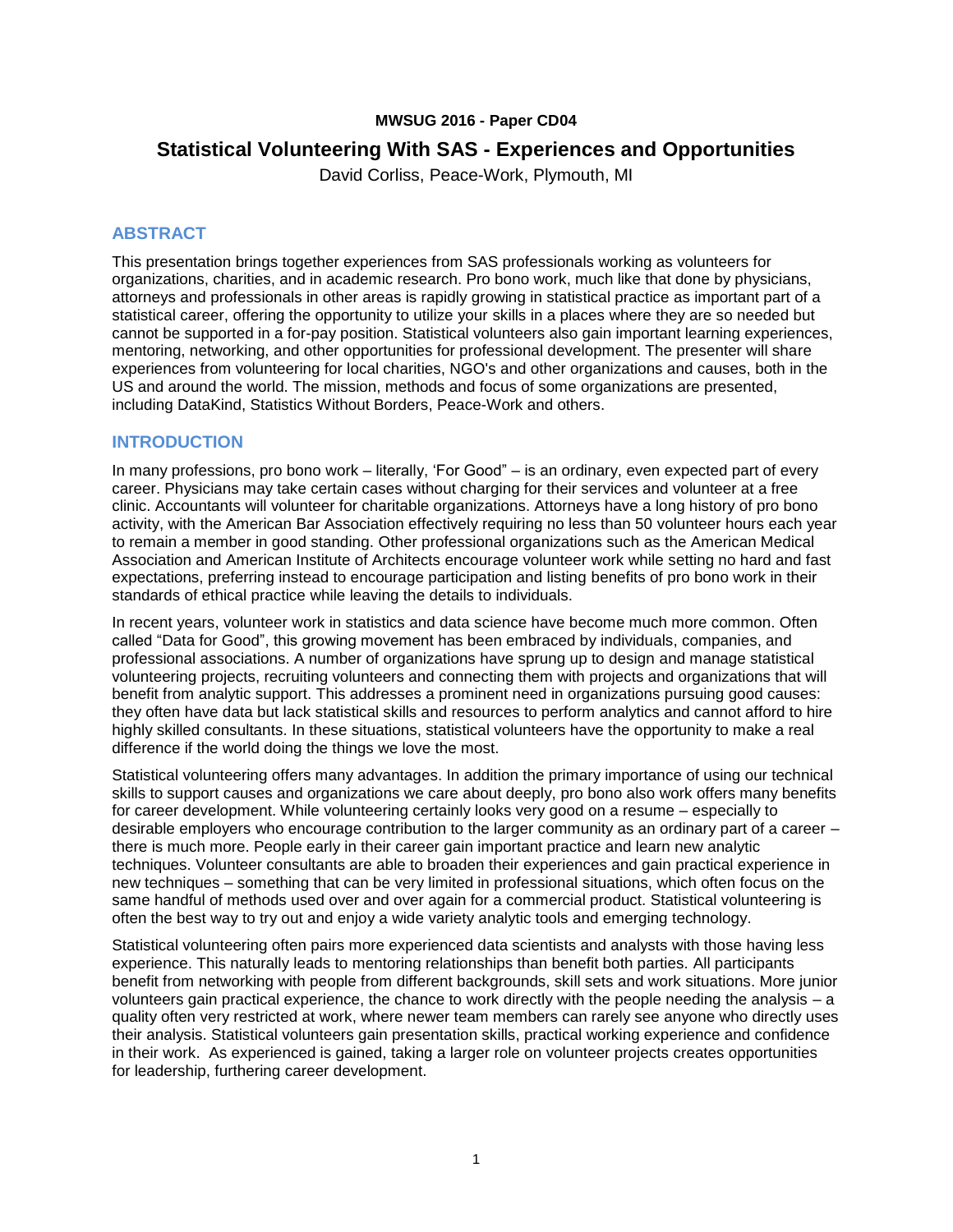**MWSUG 2016 - Paper CD04**

# Statistical Volunteering With SAS - Experiences and Opportunities

David Corliss, Peace-Work, Plymouth, MI

## ABSTRACT

This presentation brings together experiences from SAS professionals working as volunteers for organizations, charities, and in academic research. Pro bono work, much like that done by physicians, attorneys and professionals in other areas is rapidly growing in statistical practice as important part of a statistical career, offering the opportunity to utilize your skills in a places where they are so needed but cannot be supported in a for-pay position. Statistical volunteers also gain important learning experiences, mentoring, networking, and other opportunities for professional development. The presenter will share experiences from volunteering for local charities, NGO's and other organizations and causes, both in the US and around the world. The mission, methods and focus of some organizations are presented, including DataKind, Statistics Without Borders, Peace-Work and others.

## INTRODUCTION

In many professions, pro bono work – literally, 'For Good" – is an ordinary, even expected part of every career. Physicians may take certain cases without charging for their services and volunteer at a free clinic. Accountants will volunteer for charitable organizations. Attorneys have a long history of pro bono activity, with the American Bar Association effectively requiring no less than 50 volunteer hours each year to remain a member in good standing. Other professional organizations such as the American Medical Association and American Institute of Architects encourage volunteer work while setting no hard and fast expectations, preferring instead to encourage participation and listing benefits of pro bono work in their standards of ethical practice while leaving the details to individuals.

In recent years, volunteer work in statistics and data science have become much more common. Often called "Data for Good", this growing movement has been embraced by individuals, companies, and professional associations. A number of organizations have sprung up to design and manage statistical volunteering projects, recruiting volunteers and connecting them with projects and organizations that will benefit from analytic support. This addresses a prominent need in organizations pursuing good causes: they often have data but lack statistical skills and resources to perform analytics and cannot afford to hire highly skilled consultants. In these situations, statistical volunteers have the opportunity to make a real difference if the world doing the things we love the most.

Statistical volunteering offers many advantages. In addition the primary importance of using our technical skills to support causes and organizations we care about deeply, pro bono also work offers many benefits for career development. While volunteering certainly looks very good on a resume – especially to desirable employers who encourage contribution to the larger community as an ordinary part of a career – there is much more. People early in their career gain important practice and learn new analytic techniques. Volunteer consultants are able to broaden their experiences and gain practical experience in new techniques – something that can be very limited in professional situations, which often focus on the same handful of methods used over and over again for a commercial product. Statistical volunteering is often the best way to try out and enjoy a wide variety analytic tools and emerging technology.

Statistical volunteering often pairs more experienced data scientists and analysts with those having less experience. This naturally leads to mentoring relationships than benefit both parties. All participants benefit from networking with people from different backgrounds, skill sets and work situations. More junior volunteers gain practical experience, the chance to work directly with the people needing the analysis – a quality often very restricted at work, where newer team members can rarely see anyone who directly uses their analysis. Statistical volunteers gain presentation skills, practical working experience and confidence in their work. As experienced is gained, taking a larger role on volunteer projects creates opportunities for leadership, furthering career development.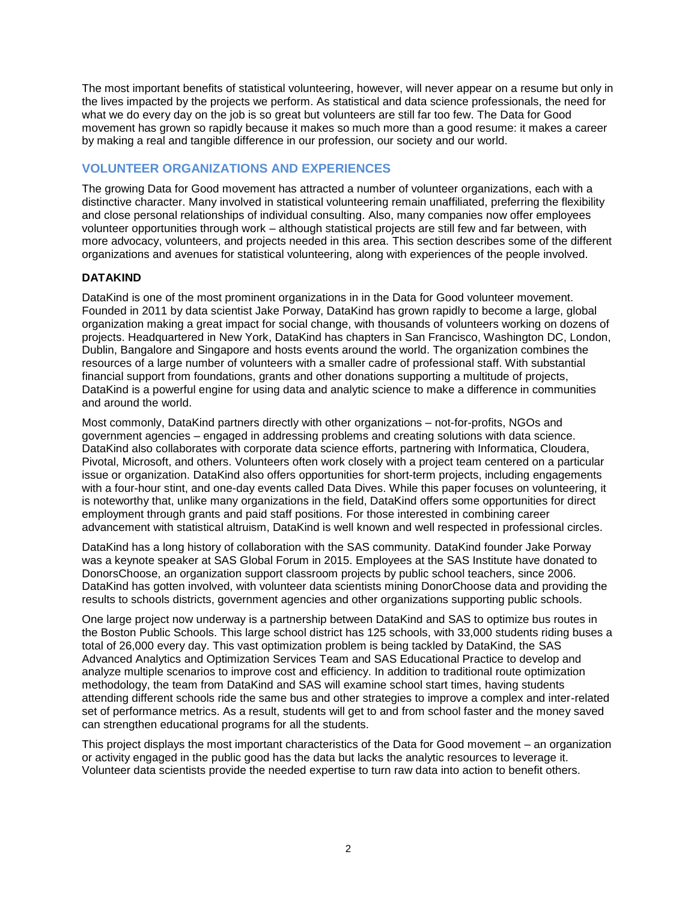The most important benefits of statistical volunteering, however, will never appear on a resume but only in the lives impacted by the projects we perform. As statistical and data science professionals, the need for what we do every day on the job is so great but volunteers are still far too few. The Data for Good movement has grown so rapidly because it makes so much more than a good resume: it makes a career by making a real and tangible difference in our profession, our society and our world.

## VOLUNTEER ORGANIZATIONS AND EXPERIENCES

The growing Data for Good movement has attracted a number of volunteer organizations, each with a distinctive character. Many involved in statistical volunteering remain unaffiliated, preferring the flexibility and close personal relationships of individual consulting. Also, many companies now offer employees volunteer opportunities through work – although statistical projects are still few and far between, with more advocacy, volunteers, and projects needed in this area. This section describes some of the different organizations and avenues for statistical volunteering, along with experiences of the people involved.

### DATAKIND

DataKind is one of the most prominent organizations in in the Data for Good volunteer movement. Founded in 2011 by data scientist Jake Porway, DataKind has grown rapidly to become a large, global organization making a great impact for social change, with thousands of volunteers working on dozens of projects. Headquartered in New York, DataKind has chapters in San Francisco, Washington DC, London, Dublin, Bangalore and Singapore and hosts events around the world. The organization combines the resources of a large number of volunteers with a smaller cadre of professional staff. With substantial financial support from foundations, grants and other donations supporting a multitude of projects, DataKind is a powerful engine for using data and analytic science to make a difference in communities and around the world.

Most commonly, DataKind partners directly with other organizations – not-for-profits, NGOs and government agencies – engaged in addressing problems and creating solutions with data science. DataKind also collaborates with corporate data science efforts, partnering with Informatica, Cloudera, Pivotal, Microsoft, and others. Volunteers often work closely with a project team centered on a particular issue or organization. DataKind also offers opportunities for short-term projects, including engagements with a four-hour stint, and one-day events called Data Dives. While this paper focuses on volunteering, it is noteworthy that, unlike many organizations in the field, DataKind offers some opportunities for direct employment through grants and paid staff positions. For those interested in combining career advancement with statistical altruism, DataKind is well known and well respected in professional circles.

DataKind has a long history of collaboration with the SAS community. DataKind founder Jake Porway was a keynote speaker at SAS Global Forum in 2015. Employees at the SAS Institute have donated to DonorsChoose, an organization support classroom projects by public school teachers, since 2006. DataKind has gotten involved, with volunteer data scientists mining DonorChoose data and providing the results to schools districts, government agencies and other organizations supporting public schools.

One large project now underway is a partnership between DataKind and SAS to optimize bus routes in the Boston Public Schools. This large school district has 125 schools, with 33,000 students riding buses a total of 26,000 every day. This vast optimization problem is being tackled by DataKind, the SAS Advanced Analytics and Optimization Services Team and SAS Educational Practice to develop and analyze multiple scenarios to improve cost and efficiency. In addition to traditional route optimization methodology, the team from DataKind and SAS will examine school start times, having students attending different schools ride the same bus and other strategies to improve a complex and inter-related set of performance metrics. As a result, students will get to and from school faster and the money saved can strengthen educational programs for all the students.

This project displays the most important characteristics of the Data for Good movement – an organization or activity engaged in the public good has the data but lacks the analytic resources to leverage it. Volunteer data scientists provide the needed expertise to turn raw data into action to benefit others.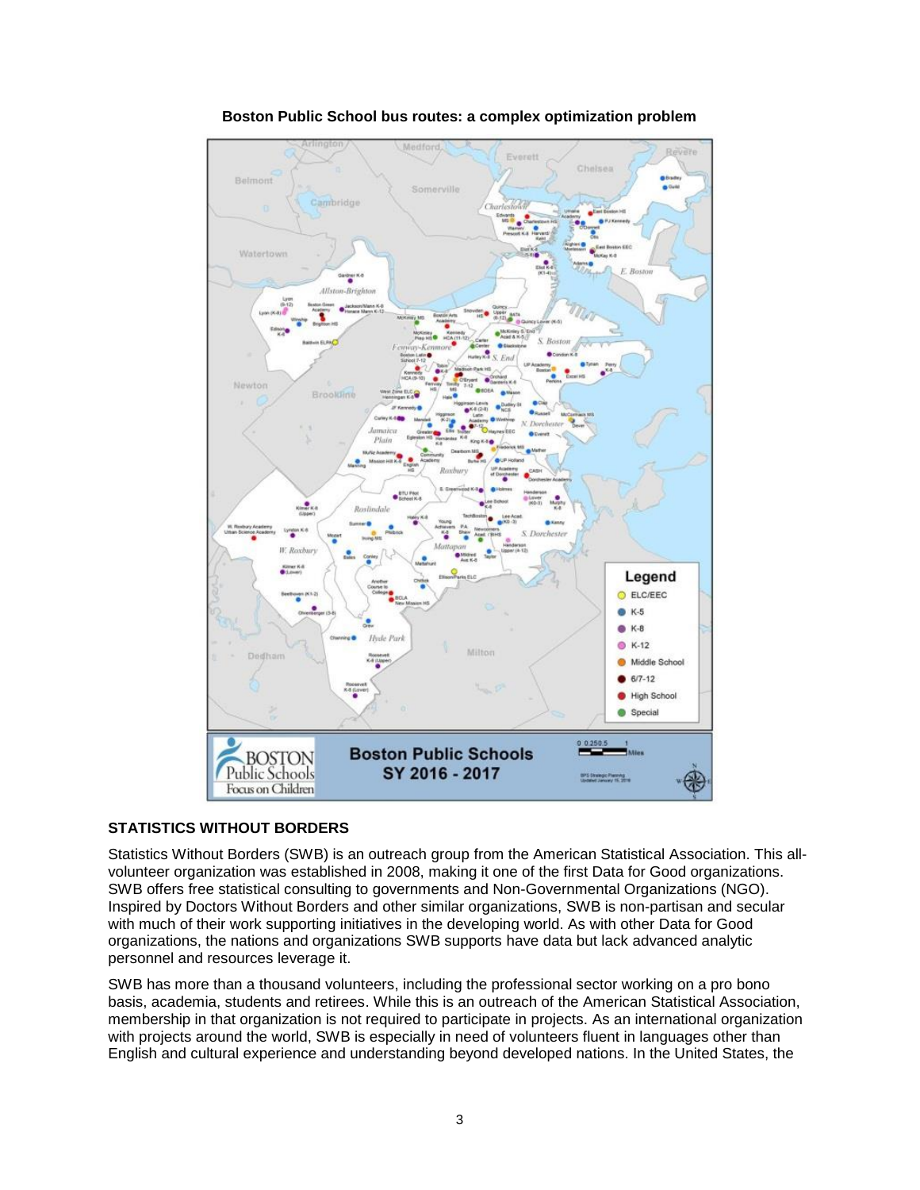**Boston Public School bus routes: a complex optimization problem**

## STATISTICS WITHOUT BORDERS

Statistics Without Borders (SWB) is an outreach group from the American Statistical Association. This all-volunteer organization was established in 2008, making it one of the first Data for Good organizations. SWB offers free statistical consulting to governments and Non-Governmental Organizations (NGO). Inspired by Doctors Without Borders and other similar organizations, SWB is non-partisan and secular with much of their work supporting initiatives in the developing world. As with other Data for Good organizations, the nations and organizations SWB supports have data but lack advanced analytic personnel and resources leverage it.

SWB has more than a thousand volunteers, including the professional sector working on a pro bono basis, academia, students and retirees. While this is an outreach of the American Statistical Association, membership in that organization is not required to participate in projects. As an international organization with projects around the world, SWB is especially in need of volunteers fluent in languages other than English and cultural experience and understanding beyond developed nations. In the United States, the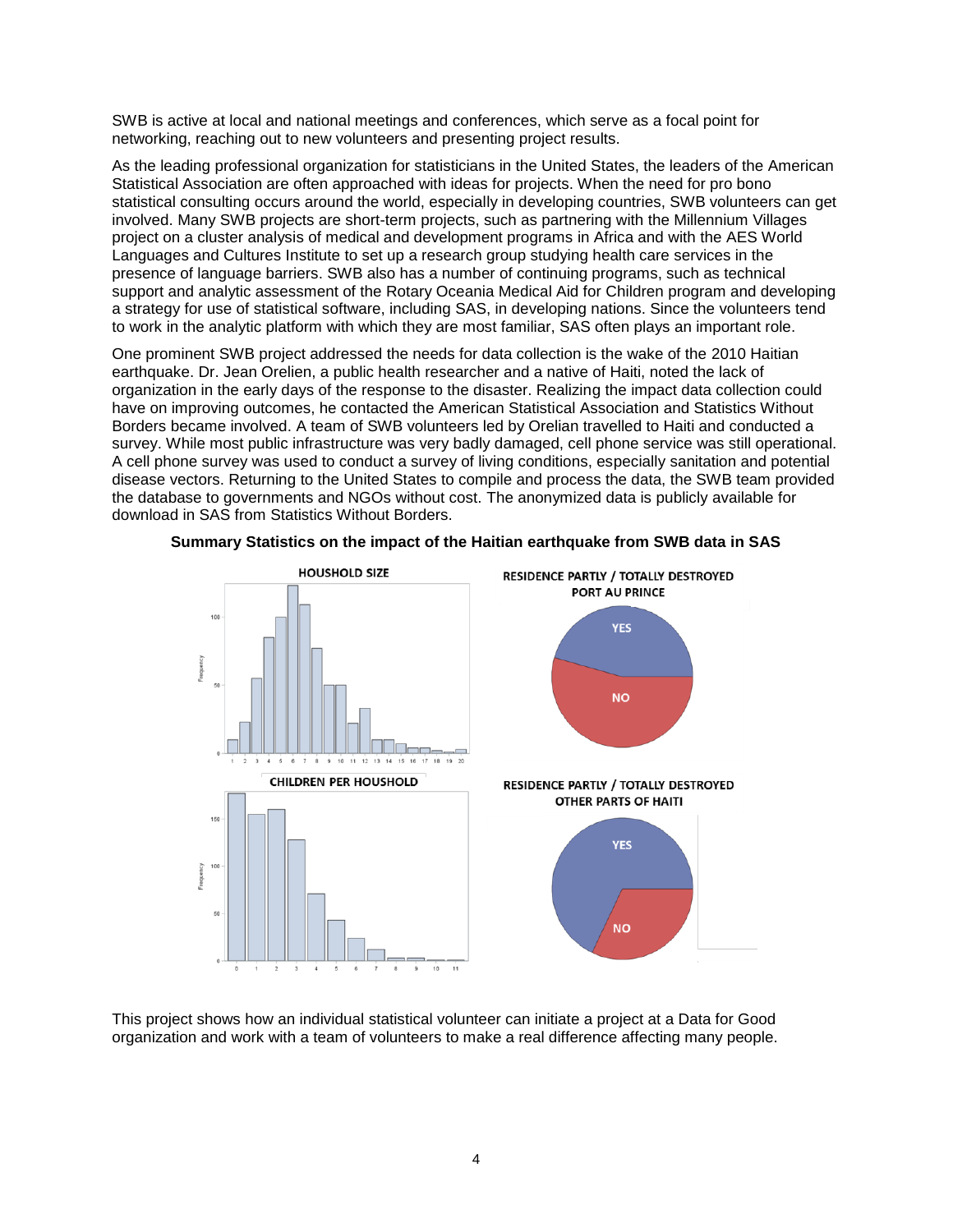SWB is active at local and national meetings and conferences, which serve as a focal point for networking, reaching out to new volunteers and presenting project results.

As the leading professional organization for statisticians in the United States, the leaders of the American Statistical Association are often approached with ideas for projects. When the need for pro bono statistical consulting occurs around the world, especially in developing countries, SWB volunteers can get involved. Many SWB projects are short-term projects, such as partnering with the Millennium Villages project on a cluster analysis of medical and development programs in Africa and with the AES World Languages and Cultures Institute to set up a research group studying health care services in the presence of language barriers. SWB also has a number of continuing programs, such as technical support and analytic assessment of the Rotary Oceania Medical Aid for Children program and developing a strategy for use of statistical software, including SAS, in developing nations. Since the volunteers tend to work in the analytic platform with which they are most familiar, SAS often plays an important role.

One prominent SWB project addressed the needs for data collection is the wake of the 2010 Haitian earthquake. Dr. Jean Orelien, a public health researcher and a native of Haiti, noted the lack of organization in the early days of the response to the disaster. Realizing the impact data collection could have on improving outcomes, he contacted the American Statistical Association and Statistics Without Borders became involved. A team of SWB volunteers led by Orelian travelled to Haiti and conducted a survey. While most public infrastructure was very badly damaged, cell phone service was still operational. A cell phone survey was used to conduct a survey of living conditions, especially sanitation and potential disease vectors. Returning to the United States to compile and process the data, the SWB team provided the database to governments and NGOs without cost. The anonymized data is publicly available for download in SAS from Statistics Without Borders.

**Summary Statistics on the impact of the Haitian earthquake from SWB data in SAS**

This project shows how an individual statistical volunteer can initiate a project at a Data for Good organization and work with a team of volunteers to make a real difference affecting many people.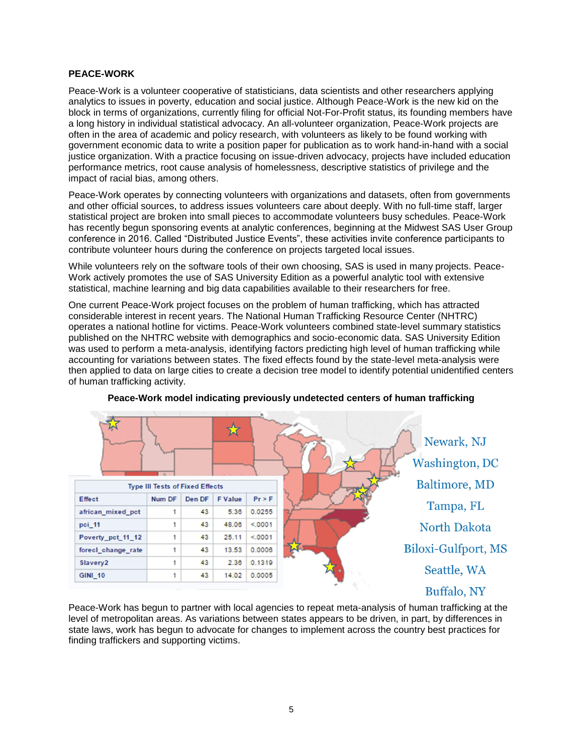**PEACE-WORK**

Peace-Work is a volunteer cooperative of statisticians, data scientists and other researchers applying analytics to issues in poverty, education and social justice. Although Peace-Work is the new kid on the block in terms of organizations, currently filing for official Not-For-Profit status, its founding members have a long history in individual statistical advocacy. An all-volunteer organization, Peace-Work projects are often in the area of academic and policy research, with volunteers as likely to be found working with government economic data to write a position paper for publication as to work hand-in-hand with a social justice organization. With a practice focusing on issue-driven advocacy, projects have included education performance metrics, root cause analysis of homelessness, descriptive statistics of privilege and the impact of racial bias, among others.

Peace-Work operates by connecting volunteers with organizations and datasets, often from governments and other official sources, to address issues volunteers care about deeply. With no full-time staff, larger statistical project are broken into small pieces to accommodate volunteers busy schedules. Peace-Work has recently begun sponsoring events at analytic conferences, beginning at the Midwest SAS User Group conference in 2016. Called "Distributed Justice Events", these activities invite conference participants to contribute volunteer hours during the conference on projects targeted local issues.

While volunteers rely on the software tools of their own choosing, SAS is used in many projects. Peace-Work actively promotes the use of SAS University Edition as a powerful analytic tool with extensive statistical, machine learning and big data capabilities available to their researchers for free.

One current Peace-Work project focuses on the problem of human trafficking, which has attracted considerable interest in recent years. The National Human Trafficking Resource Center (NHTRC) operates a national hotline for victims. Peace-Work volunteers combined state-level summary statistics published on the NHTRC website with demographics and socio-economic data. SAS University Edition was used to perform a meta-analysis, identifying factors predicting high level of human trafficking while accounting for variations between states. The fixed effects found by the state-level meta-analysis were then applied to data on large cities to create a decision tree model to identify potential unidentified centers of human trafficking activity.

**Peace-Work model indicating previously undetected centers of human trafficking**

| Type III Tests of Fixed Effects | | | | |
|---|---|---|---|---|
| Effect | Num DF | Den DF | F Value | Pr > F |
| african_mixed_pct | 1 | 43 | 5.36 | 0.0255 |
| pci_11 | 1 | 43 | 48.06 | <.0001 |
| Poverty_pct_11_12 | 1 | 43 | 25.11 | <.0001 |
| forecl_change_rate | 1 | 43 | 13.53 | 0.0006 |
| Slavery2 | 1 | 43 | 2.36 | 0.1319 |
| GINI_10 | 1 | 43 | 14.02 | 0.0005 |

Newark, NJ
Washington, DC
Baltimore, MD
Tampa, FL
North Dakota
Biloxi-Gulfport, MS
Seattle, WA
Buffalo, NY

Peace-Work has begun to partner with local agencies to repeat meta-analysis of human trafficking at the level of metropolitan areas. As variations between states appears to be driven, in part, by differences in state laws, work has begun to advocate for changes to implement across the country best practices for finding traffickers and supporting victims.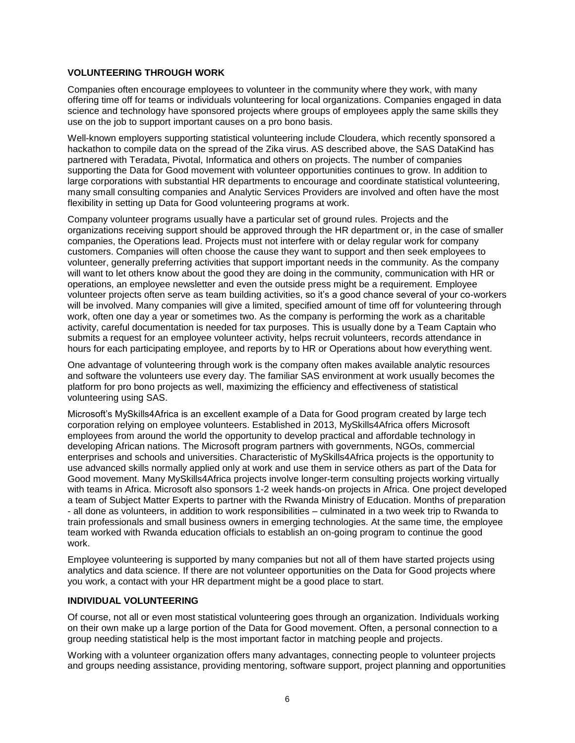**VOLUNTEERING THROUGH WORK**

Companies often encourage employees to volunteer in the community where they work, with many offering time off for teams or individuals volunteering for local organizations. Companies engaged in data science and technology have sponsored projects where groups of employees apply the same skills they use on the job to support important causes on a pro bono basis.

Well-known employers supporting statistical volunteering include Cloudera, which recently sponsored a hackathon to compile data on the spread of the Zika virus. AS described above, the SAS DataKind has partnered with Teradata, Pivotal, Informatica and others on projects. The number of companies supporting the Data for Good movement with volunteer opportunities continues to grow. In addition to large corporations with substantial HR departments to encourage and coordinate statistical volunteering, many small consulting companies and Analytic Services Providers are involved and often have the most flexibility in setting up Data for Good volunteering programs at work.

Company volunteer programs usually have a particular set of ground rules. Projects and the organizations receiving support should be approved through the HR department or, in the case of smaller companies, the Operations lead. Projects must not interfere with or delay regular work for company customers. Companies will often choose the cause they want to support and then seek employees to volunteer, generally preferring activities that support important needs in the community. As the company will want to let others know about the good they are doing in the community, communication with HR or operations, an employee newsletter and even the outside press might be a requirement. Employee volunteer projects often serve as team building activities, so it's a good chance several of your co-workers will be involved. Many companies will give a limited, specified amount of time off for volunteering through work, often one day a year or sometimes two. As the company is performing the work as a charitable activity, careful documentation is needed for tax purposes. This is usually done by a Team Captain who submits a request for an employee volunteer activity, helps recruit volunteers, records attendance in hours for each participating employee, and reports by to HR or Operations about how everything went.

One advantage of volunteering through work is the company often makes available analytic resources and software the volunteers use every day. The familiar SAS environment at work usually becomes the platform for pro bono projects as well, maximizing the efficiency and effectiveness of statistical volunteering using SAS.

Microsoft's MySkills4Africa is an excellent example of a Data for Good program created by large tech corporation relying on employee volunteers. Established in 2013, MySkills4Africa offers Microsoft employees from around the world the opportunity to develop practical and affordable technology in developing African nations. The Microsoft program partners with governments, NGOs, commercial enterprises and schools and universities. Characteristic of MySkills4Africa projects is the opportunity to use advanced skills normally applied only at work and use them in service others as part of the Data for Good movement. Many MySkills4Africa projects involve longer-term consulting projects working virtually with teams in Africa. Microsoft also sponsors 1-2 week hands-on projects in Africa. One project developed a team of Subject Matter Experts to partner with the Rwanda Ministry of Education. Months of preparation - all done as volunteers, in addition to work responsibilities – culminated in a two week trip to Rwanda to train professionals and small business owners in emerging technologies. At the same time, the employee team worked with Rwanda education officials to establish an on-going program to continue the good work.

Employee volunteering is supported by many companies but not all of them have started projects using analytics and data science. If there are not volunteer opportunities on the Data for Good projects where you work, a contact with your HR department might be a good place to start.

**INDIVIDUAL VOLUNTEERING**

Of course, not all or even most statistical volunteering goes through an organization. Individuals working on their own make up a large portion of the Data for Good movement. Often, a personal connection to a group needing statistical help is the most important factor in matching people and projects.

Working with a volunteer organization offers many advantages, connecting people to volunteer projects and groups needing assistance, providing mentoring, software support, project planning and opportunities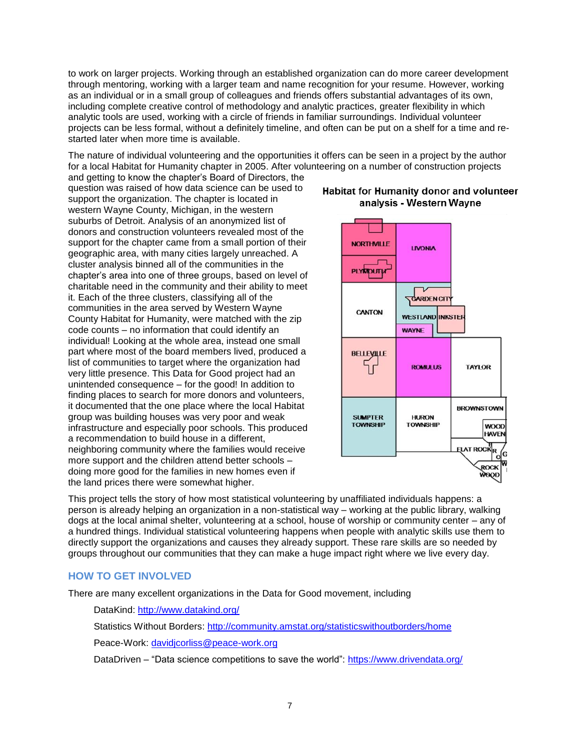to work on larger projects. Working through an established organization can do more career development through mentoring, working with a larger team and name recognition for your resume. However, working as an individual or in a small group of colleagues and friends offers substantial advantages of its own, including complete creative control of methodology and analytic practices, greater flexibility in which analytic tools are used, working with a circle of friends in familiar surroundings. Individual volunteer projects can be less formal, without a definitely timeline, and often can be put on a shelf for a time and re-started later when more time is available.

The nature of individual volunteering and the opportunities it offers can be seen in a project by the author for a local Habitat for Humanity chapter in 2005. After volunteering on a number of construction projects and getting to know the chapter's Board of Directors, the question was raised of how data science can be used to support the organization. The chapter is located in western Wayne County, Michigan, in the western suburbs of Detroit. Analysis of an anonymized list of donors and construction volunteers revealed most of the support for the chapter came from a small portion of their geographic area, with many cities largely unreached. A cluster analysis binned all of the communities in the chapter's area into one of three groups, based on level of charitable need in the community and their ability to meet it. Each of the three clusters, classifying all of the communities in the area served by Western Wayne County Habitat for Humanity, were matched with the zip code counts – no information that could identify an individual! Looking at the whole area, instead one small part where most of the board members lived, produced a list of communities to target where the organization had very little presence. This Data for Good project had an unintended consequence – for the good! In addition to finding places to search for more donors and volunteers, it documented that the one place where the local Habitat group was building houses was very poor and weak infrastructure and especially poor schools. This produced a recommendation to build house in a different, neighboring community where the families would receive more support and the children attend better schools – doing more good for the families in new homes even if the land prices there were somewhat higher.

**Habitat for Humanity donor and volunteer analysis - Western Wayne**

This project tells the story of how most statistical volunteering by unaffiliated individuals happens: a person is already helping an organization in a non-statistical way – working at the public library, walking dogs at the local animal shelter, volunteering at a school, house of worship or community center – any of a hundred things. Individual statistical volunteering happens when people with analytic skills use them to directly support the organizations and causes they already support. These rare skills are so needed by groups throughout our communities that they can make a huge impact right where we live every day.

## HOW TO GET INVOLVED

There are many excellent organizations in the Data for Good movement, including

DataKind: http://www.datakind.org/

Statistics Without Borders: http://community.amstat.org/statisticswithoutborders/home

Peace-Work: davidjcorliss@peace-work.org

DataDriven – "Data science competitions to save the world": https://www.drivendata.org/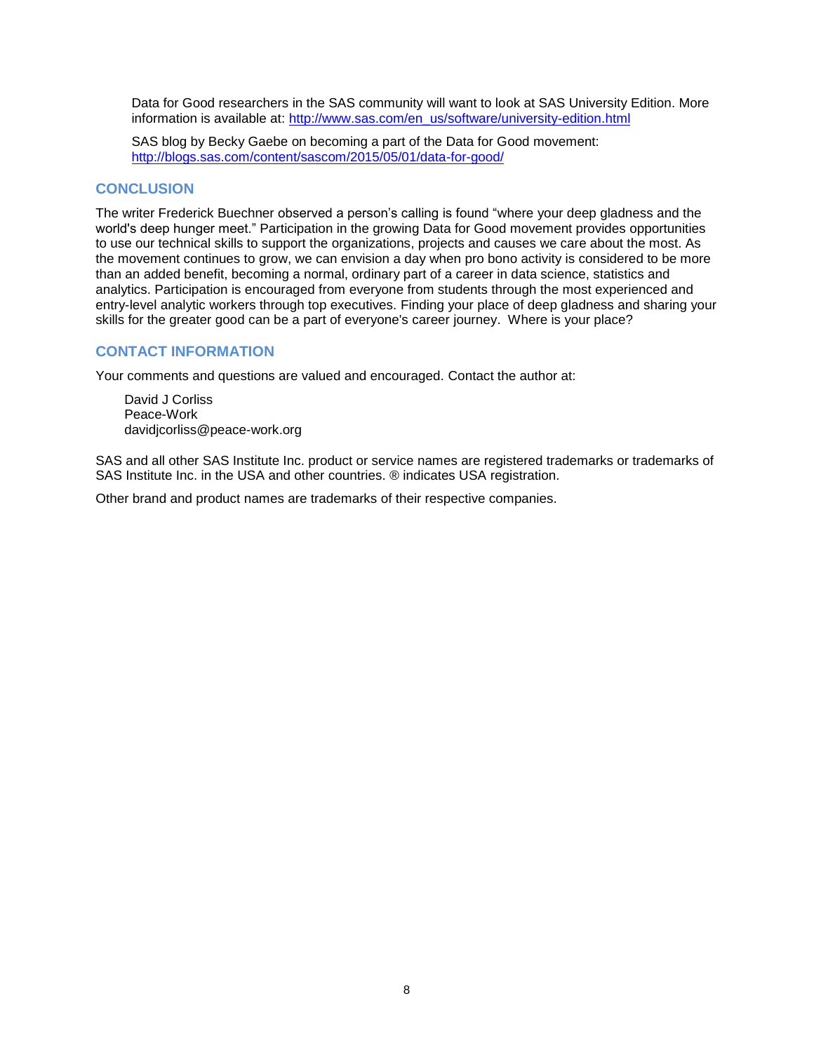Data for Good researchers in the SAS community will want to look at SAS University Edition. More information is available at: http://www.sas.com/en_us/software/university-edition.html

SAS blog by Becky Gaebe on becoming a part of the Data for Good movement: http://blogs.sas.com/content/sascom/2015/05/01/data-for-good/

## CONCLUSION

The writer Frederick Buechner observed a person's calling is found "where your deep gladness and the world's deep hunger meet." Participation in the growing Data for Good movement provides opportunities to use our technical skills to support the organizations, projects and causes we care about the most. As the movement continues to grow, we can envision a day when pro bono activity is considered to be more than an added benefit, becoming a normal, ordinary part of a career in data science, statistics and analytics. Participation is encouraged from everyone from students through the most experienced and entry-level analytic workers through top executives. Finding your place of deep gladness and sharing your skills for the greater good can be a part of everyone's career journey. Where is your place?

## CONTACT INFORMATION

Your comments and questions are valued and encouraged. Contact the author at:

David J Corliss
Peace-Work
davidjcorliss@peace-work.org

SAS and all other SAS Institute Inc. product or service names are registered trademarks or trademarks of SAS Institute Inc. in the USA and other countries. ® indicates USA registration.

Other brand and product names are trademarks of their respective companies.